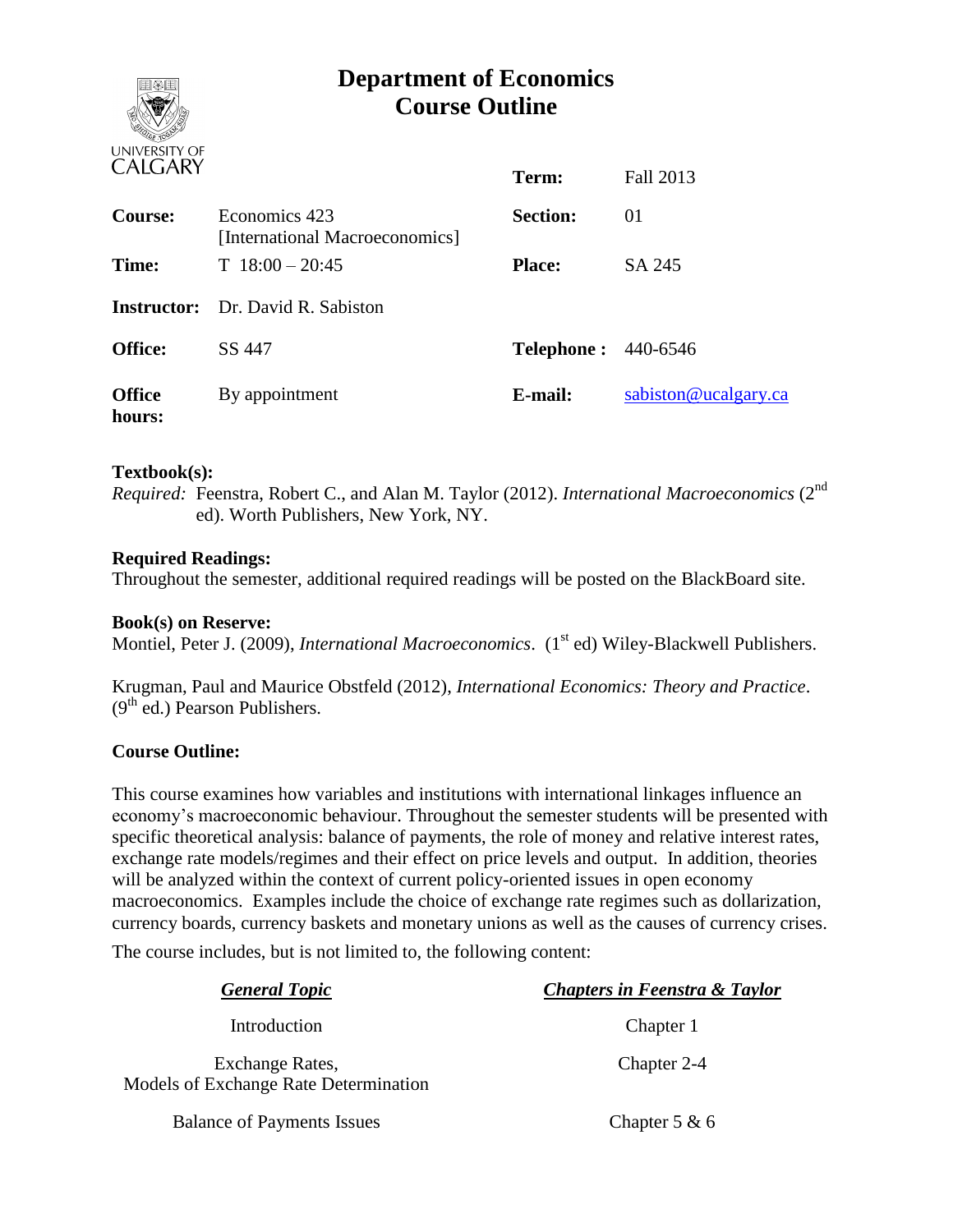# Department of Economics
# Course Outline

UNIVERSITY OF CALGARY

| | | | |
|---|---|---|---|
| | | **Term:** | Fall 2013 |
| **Course:** | Economics 423 [International Macroeconomics] | **Section:** | 01 |
| **Time:** | T 18:00 – 20:45 | **Place:** | SA 245 |
| **Instructor:** | Dr. David R. Sabiston | | |
| **Office:** | SS 447 | **Telephone :** | 440-6546 |
| **Office hours:** | By appointment | **E-mail:** | sabiston@ucalgary.ca |

**Textbook(s):**

*Required:* Feenstra, Robert C., and Alan M. Taylor (2012). *International Macroeconomics* (2nd ed). Worth Publishers, New York, NY.

**Required Readings:**

Throughout the semester, additional required readings will be posted on the BlackBoard site.

**Book(s) on Reserve:**

Montiel, Peter J. (2009), *International Macroeconomics*. (1st ed) Wiley-Blackwell Publishers.

Krugman, Paul and Maurice Obstfeld (2012), *International Economics: Theory and Practice*. (9th ed.) Pearson Publishers.

**Course Outline:**

This course examines how variables and institutions with international linkages influence an economy's macroeconomic behaviour. Throughout the semester students will be presented with specific theoretical analysis: balance of payments, the role of money and relative interest rates, exchange rate models/regimes and their effect on price levels and output. In addition, theories will be analyzed within the context of current policy-oriented issues in open economy macroeconomics. Examples include the choice of exchange rate regimes such as dollarization, currency boards, currency baskets and monetary unions as well as the causes of currency crises.

The course includes, but is not limited to, the following content:

| ***General Topic*** | ***Chapters in Feenstra & Taylor*** |
|---|---|
| Introduction | Chapter 1 |
| Exchange Rates, Models of Exchange Rate Determination | Chapter 2-4 |
| Balance of Payments Issues | Chapter 5 & 6 |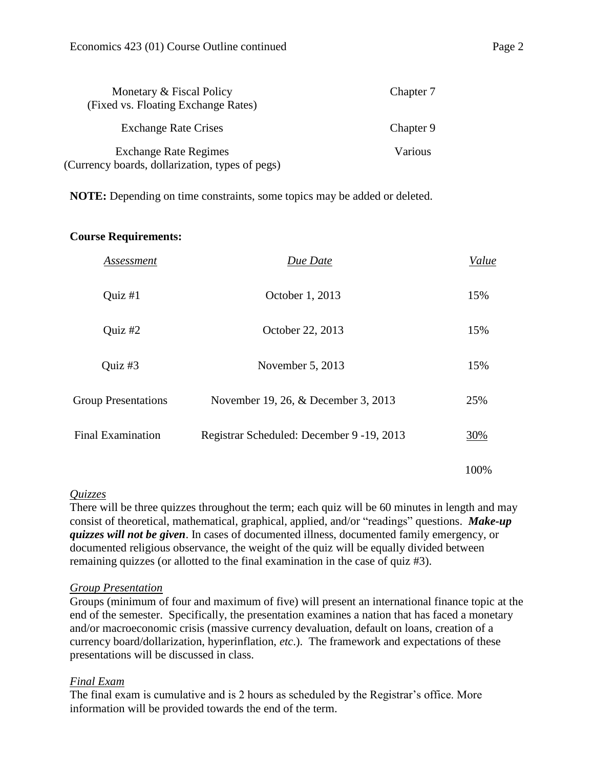| | |
|---|---|
| Monetary & Fiscal Policy (Fixed vs. Floating Exchange Rates) | Chapter 7 |
| Exchange Rate Crises | Chapter 9 |
| Exchange Rate Regimes (Currency boards, dollarization, types of pegs) | Various |

**NOTE:** Depending on time constraints, some topics may be added or deleted.

**Course Requirements:**

| *Assessment* | *Due Date* | *Value* |
|---|---|---|
| Quiz #1 | October 1, 2013 | 15% |
| Quiz #2 | October 22, 2013 | 15% |
| Quiz #3 | November 5, 2013 | 15% |
| Group Presentations | November 19, 26, & December 3, 2013 | 25% |
| Final Examination | Registrar Scheduled: December 9 -19, 2013 | 30% |
| | | 100% |

*Quizzes*

There will be three quizzes throughout the term; each quiz will be 60 minutes in length and may consist of theoretical, mathematical, graphical, applied, and/or "readings" questions. ***Make-up quizzes will not be given***. In cases of documented illness, documented family emergency, or documented religious observance, the weight of the quiz will be equally divided between remaining quizzes (or allotted to the final examination in the case of quiz #3).

*Group Presentation*

Groups (minimum of four and maximum of five) will present an international finance topic at the end of the semester. Specifically, the presentation examines a nation that has faced a monetary and/or macroeconomic crisis (massive currency devaluation, default on loans, creation of a currency board/dollarization, hyperinflation, *etc*.). The framework and expectations of these presentations will be discussed in class.

*Final Exam*

The final exam is cumulative and is 2 hours as scheduled by the Registrar's office. More information will be provided towards the end of the term.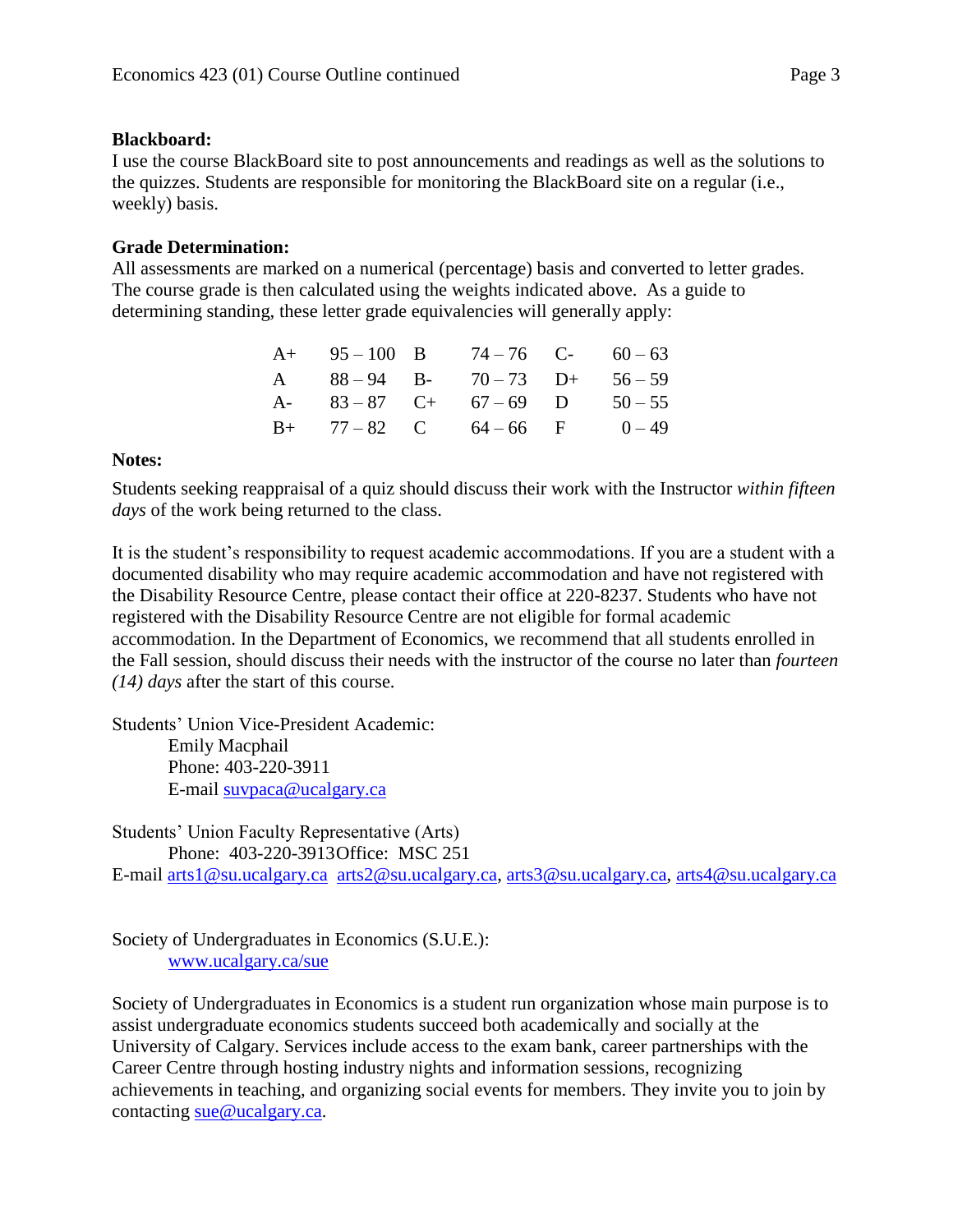**Blackboard:**
I use the course BlackBoard site to post announcements and readings as well as the solutions to the quizzes. Students are responsible for monitoring the BlackBoard site on a regular (i.e., weekly) basis.

**Grade Determination:**
All assessments are marked on a numerical (percentage) basis and converted to letter grades. The course grade is then calculated using the weights indicated above. As a guide to determining standing, these letter grade equivalencies will generally apply:

| | | | | | |
|---|---|---|---|---|---|
| A+ | 95 – 100 | B | 74 – 76 | C- | 60 – 63 |
| A | 88 – 94 | B- | 70 – 73 | D+ | 56 – 59 |
| A- | 83 – 87 | C+ | 67 – 69 | D | 50 – 55 |
| B+ | 77 – 82 | C | 64 – 66 | F | 0 – 49 |

**Notes:**

Students seeking reappraisal of a quiz should discuss their work with the Instructor *within fifteen days* of the work being returned to the class.

It is the student's responsibility to request academic accommodations. If you are a student with a documented disability who may require academic accommodation and have not registered with the Disability Resource Centre, please contact their office at 220-8237. Students who have not registered with the Disability Resource Centre are not eligible for formal academic accommodation. In the Department of Economics, we recommend that all students enrolled in the Fall session, should discuss their needs with the instructor of the course no later than *fourteen (14) days* after the start of this course.

Students' Union Vice-President Academic:
Emily Macphail
Phone: 403-220-3911
E-mail suvpaca@ucalgary.ca

Students' Union Faculty Representative (Arts)
Phone: 403-220-3913Office: MSC 251
E-mail arts1@su.ucalgary.ca arts2@su.ucalgary.ca, arts3@su.ucalgary.ca, arts4@su.ucalgary.ca

Society of Undergraduates in Economics (S.U.E.):
www.ucalgary.ca/sue

Society of Undergraduates in Economics is a student run organization whose main purpose is to assist undergraduate economics students succeed both academically and socially at the University of Calgary. Services include access to the exam bank, career partnerships with the Career Centre through hosting industry nights and information sessions, recognizing achievements in teaching, and organizing social events for members. They invite you to join by contacting sue@ucalgary.ca.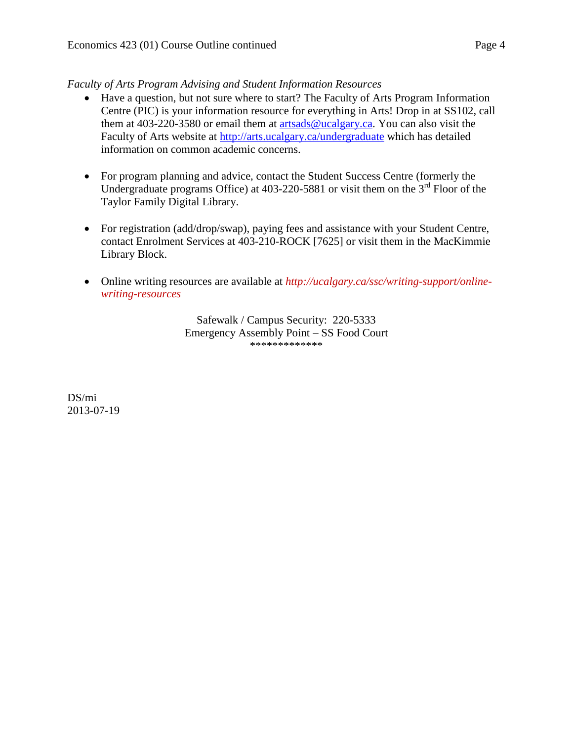*Faculty of Arts Program Advising and Student Information Resources*

- Have a question, but not sure where to start? The Faculty of Arts Program Information Centre (PIC) is your information resource for everything in Arts! Drop in at SS102, call them at 403-220-3580 or email them at artsads@ucalgary.ca. You can also visit the Faculty of Arts website at http://arts.ucalgary.ca/undergraduate which has detailed information on common academic concerns.

- For program planning and advice, contact the Student Success Centre (formerly the Undergraduate programs Office) at 403-220-5881 or visit them on the 3rd Floor of the Taylor Family Digital Library.

- For registration (add/drop/swap), paying fees and assistance with your Student Centre, contact Enrolment Services at 403-210-ROCK [7625] or visit them in the MacKimmie Library Block.

- Online writing resources are available at *http://ucalgary.ca/ssc/writing-support/online-writing-resources*

Safewalk / Campus Security: 220-5333
Emergency Assembly Point – SS Food Court
*************

DS/mi
2013-07-19